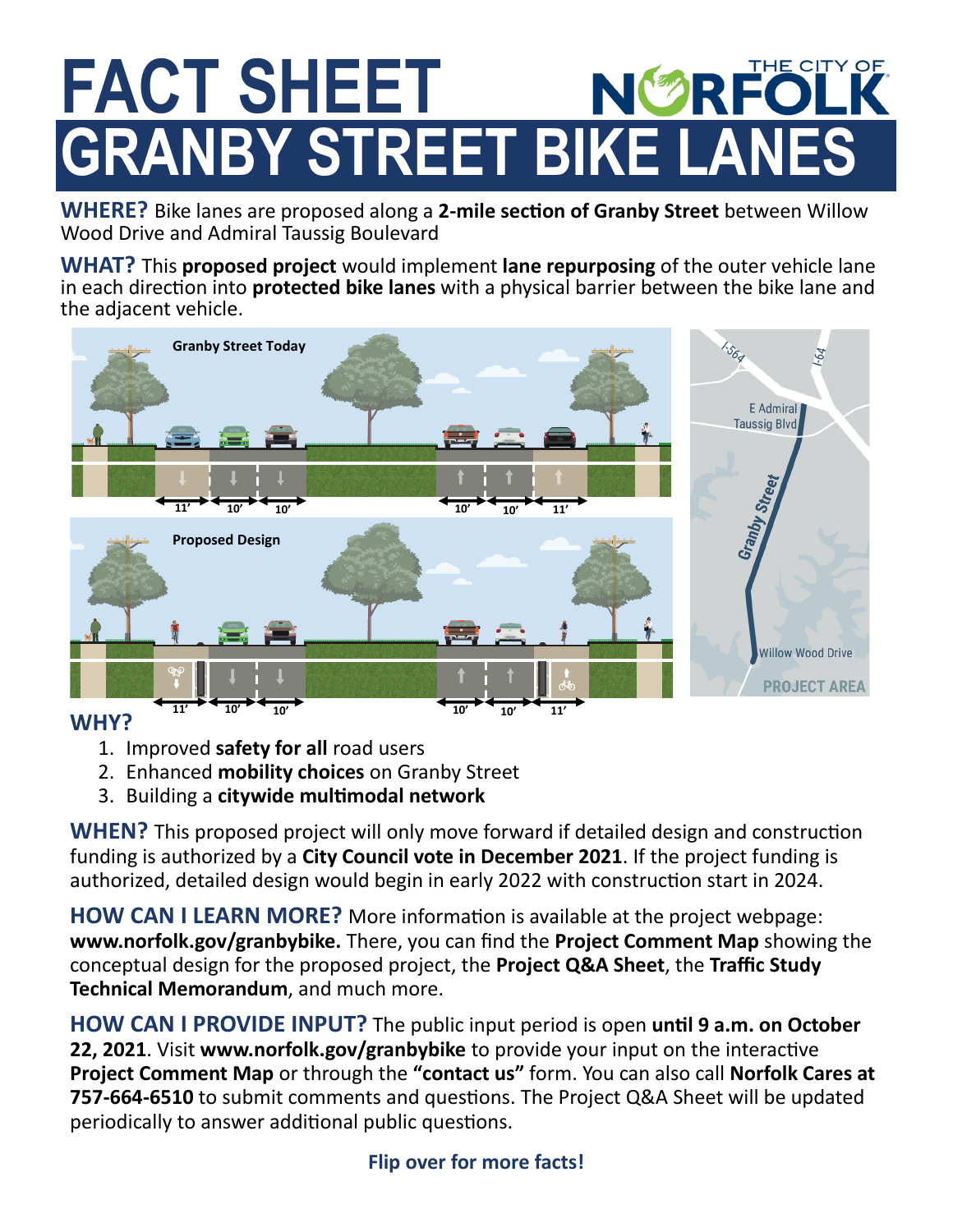# FACT SHEET

THE CITY OF NORFOLK

# GRANBY STREET BIKE LANES

**WHERE?** Bike lanes are proposed along a **2-mile section of Granby Street** between Willow Wood Drive and Admiral Taussig Boulevard

**WHAT?** This **proposed project** would implement **lane repurposing** of the outer vehicle lane in each direction into **protected bike lanes** with a physical barrier between the bike lane and the adjacent vehicle.

Granby Street Today

11' 10' 10' 10' 10' 11'

Proposed Design

11' 10' 10' 10' 10' 11'

I-564 I-64 E Admiral Taussig Blvd Granby Street Willow Wood Drive PROJECT AREA

**WHY?**

1. Improved **safety for all** road users
2. Enhanced **mobility choices** on Granby Street
3. Building a **citywide multimodal network**

**WHEN?** This proposed project will only move forward if detailed design and construction funding is authorized by a **City Council vote in December 2021**. If the project funding is authorized, detailed design would begin in early 2022 with construction start in 2024.

**HOW CAN I LEARN MORE?** More information is available at the project webpage: **www.norfolk.gov/granbybike.** There, you can find the **Project Comment Map** showing the conceptual design for the proposed project, the **Project Q&A Sheet**, the **Traffic Study Technical Memorandum**, and much more.

**HOW CAN I PROVIDE INPUT?** The public input period is open **until 9 a.m. on October 22, 2021**. Visit **www.norfolk.gov/granbybike** to provide your input on the interactive **Project Comment Map** or through the **"contact us"** form. You can also call **Norfolk Cares at 757-664-6510** to submit comments and questions. The Project Q&A Sheet will be updated periodically to answer additional public questions.

**Flip over for more facts!**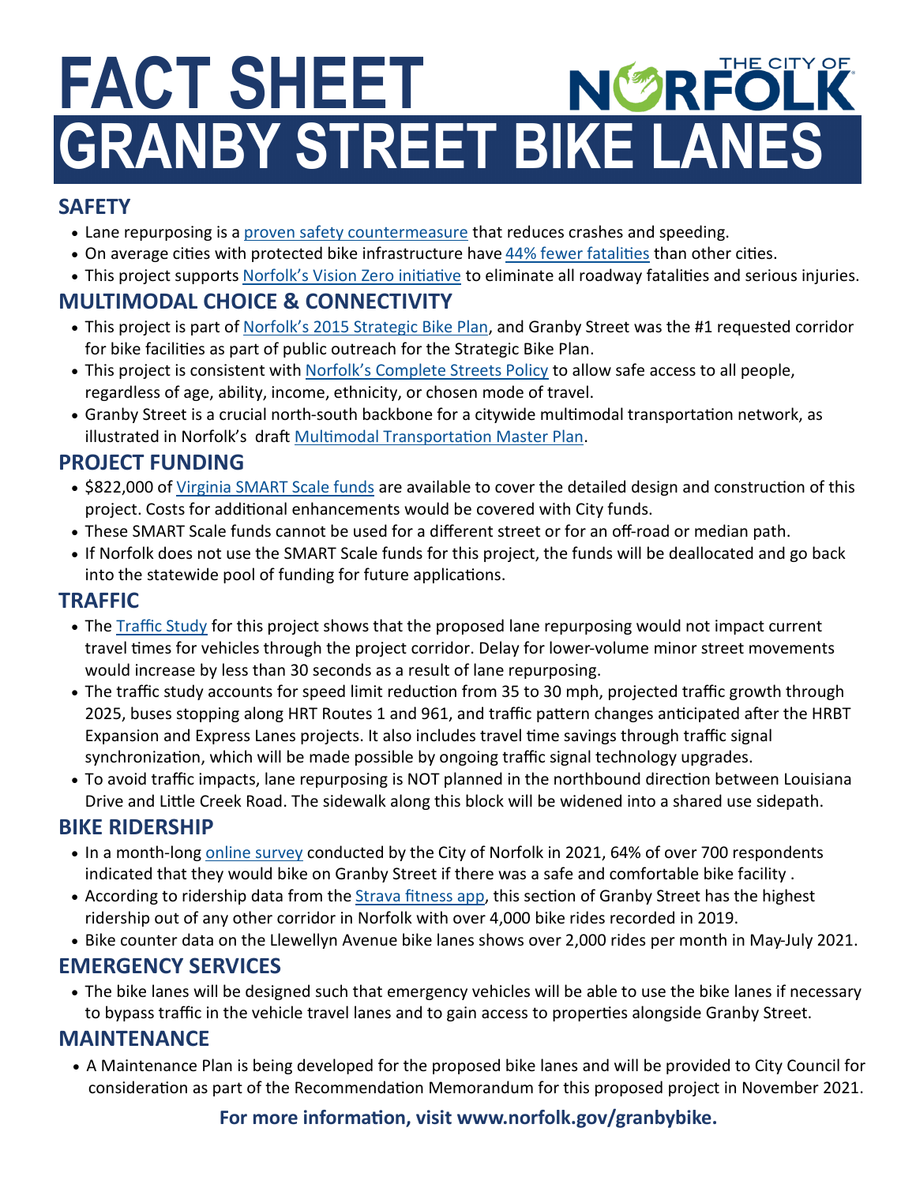# FACT SHEET

THE CITY OF NORFOLK

# GRANBY STREET BIKE LANES

## SAFETY

- Lane repurposing is a proven safety countermeasure that reduces crashes and speeding.
- On average cities with protected bike infrastructure have 44% fewer fatalities than other cities.
- This project supports Norfolk's Vision Zero initiative to eliminate all roadway fatalities and serious injuries.

## MULTIMODAL CHOICE & CONNECTIVITY

- This project is part of Norfolk's 2015 Strategic Bike Plan, and Granby Street was the #1 requested corridor for bike facilities as part of public outreach for the Strategic Bike Plan.
- This project is consistent with Norfolk's Complete Streets Policy to allow safe access to all people, regardless of age, ability, income, ethnicity, or chosen mode of travel.
- Granby Street is a crucial north-south backbone for a citywide multimodal transportation network, as illustrated in Norfolk's draft Multimodal Transportation Master Plan.

## PROJECT FUNDING

- $822,000 of Virginia SMART Scale funds are available to cover the detailed design and construction of this project. Costs for additional enhancements would be covered with City funds.
- These SMART Scale funds cannot be used for a different street or for an off-road or median path.
- If Norfolk does not use the SMART Scale funds for this project, the funds will be deallocated and go back into the statewide pool of funding for future applications.

## TRAFFIC

- The Traffic Study for this project shows that the proposed lane repurposing would not impact current travel times for vehicles through the project corridor. Delay for lower-volume minor street movements would increase by less than 30 seconds as a result of lane repurposing.
- The traffic study accounts for speed limit reduction from 35 to 30 mph, projected traffic growth through 2025, buses stopping along HRT Routes 1 and 961, and traffic pattern changes anticipated after the HRBT Expansion and Express Lanes projects. It also includes travel time savings through traffic signal synchronization, which will be made possible by ongoing traffic signal technology upgrades.
- To avoid traffic impacts, lane repurposing is NOT planned in the northbound direction between Louisiana Drive and Little Creek Road. The sidewalk along this block will be widened into a shared use sidepath.

## BIKE RIDERSHIP

- In a month-long online survey conducted by the City of Norfolk in 2021, 64% of over 700 respondents indicated that they would bike on Granby Street if there was a safe and comfortable bike facility .
- According to ridership data from the Strava fitness app, this section of Granby Street has the highest ridership out of any other corridor in Norfolk with over 4,000 bike rides recorded in 2019.
- Bike counter data on the Llewellyn Avenue bike lanes shows over 2,000 rides per month in May-July 2021.

## EMERGENCY SERVICES

- The bike lanes will be designed such that emergency vehicles will be able to use the bike lanes if necessary to bypass traffic in the vehicle travel lanes and to gain access to properties alongside Granby Street.

## MAINTENANCE

- A Maintenance Plan is being developed for the proposed bike lanes and will be provided to City Council for consideration as part of the Recommendation Memorandum for this proposed project in November 2021.

**For more information, visit www.norfolk.gov/granbybike.**